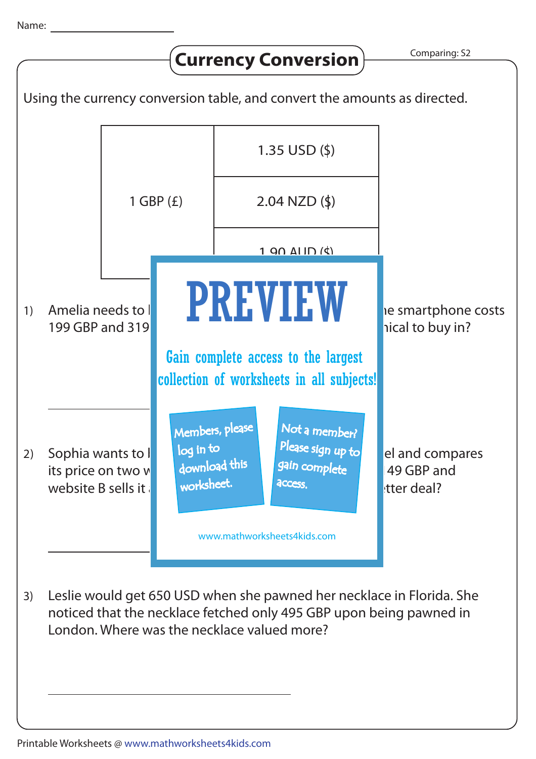Name: ____________________

# Currency Conversion

Comparing: S2

Using the currency conversion table, and convert the amounts as directed.

| | |
|---|---|
| 1 GBP (£) | 1.35 USD ($) |
| | 2.04 NZD ($) |
| | 1.90 AUD ($) |

PREVIEW

Gain complete access to the largest collection of worksheets in all subjects!

Members, please log in to download this worksheet.

Not a member? Please sign up to gain complete access.

www.mathworksheets4kids.com

1) Amelia needs to b... ...he smartphone costs 199 GBP and 319... ...nical to buy in?

____________________

2) Sophia wants to b... ...el and compares its price on two w... ...49 GBP and website B sells it ... ...tter deal?

____________________

3) Leslie would get 650 USD when she pawned her necklace in Florida. She noticed that the necklace fetched only 495 GBP upon being pawned in London. Where was the necklace valued more?

____________________

Printable Worksheets @ www.mathworksheets4kids.com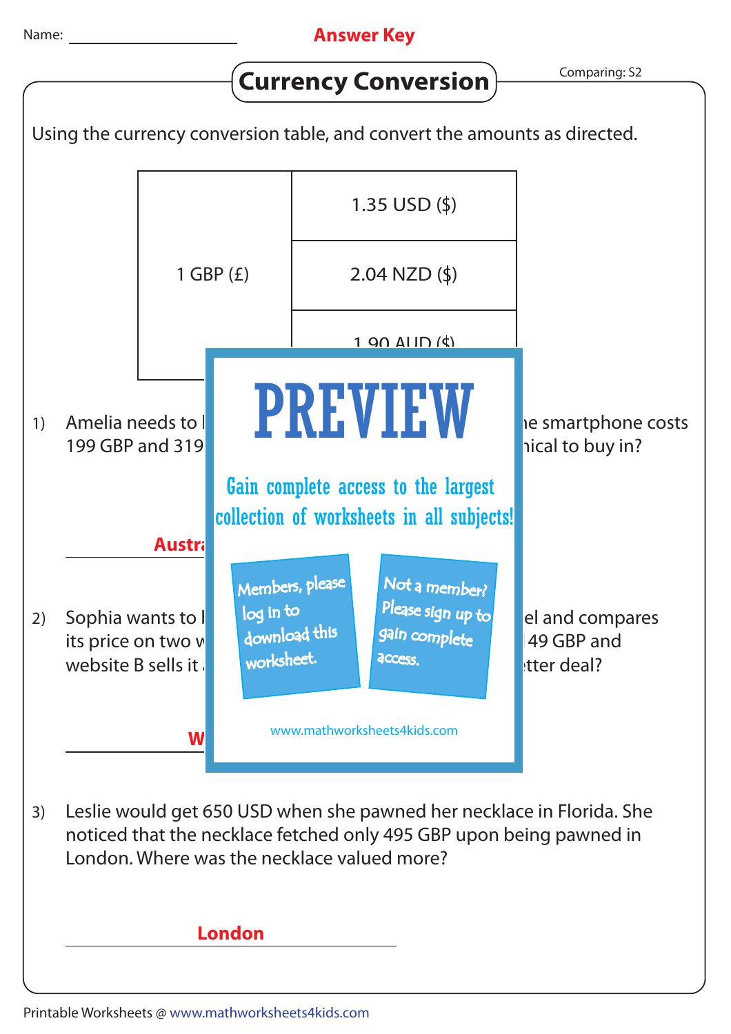Name: ____________________

**Answer Key**

# Currency Conversion

Comparing: S2

Using the currency conversion table, and convert the amounts as directed.

| | |
|---|---|
| 1 GBP (£) | 1.35 USD ($) |
| | 2.04 NZD ($) |
| | 1.90 AUD ($) |

PREVIEW

Gain complete access to the largest collection of worksheets in all subjects!

Members, please log in to download this worksheet.

Not a member? Please sign up to gain complete access.

www.mathworksheets4kids.com

1) Amelia needs to l ... he smartphone costs 199 GBP and 319 ... nical to buy in?

**Austr**

2) Sophia wants to l ... el and compares its price on two w ... 49 GBP and website B sells it ... etter deal?

**W**

3) Leslie would get 650 USD when she pawned her necklace in Florida. She noticed that the necklace fetched only 495 GBP upon being pawned in London. Where was the necklace valued more?

**London**

Printable Worksheets @ www.mathworksheets4kids.com